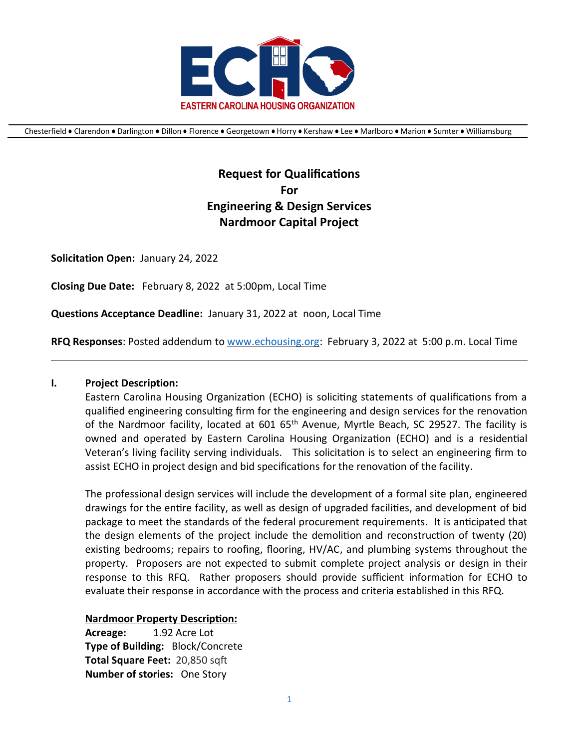EASTERN CAROLINA HOUSING ORGANIZATION

Chesterfield • Clarendon • Darlington • Dillon • Florence • Georgetown • Horry • Kershaw • Lee • Marlboro • Marion • Sumter • Williamsburg

# Request for Qualifications For Engineering & Design Services Nardmoor Capital Project

**Solicitation Open:** January 24, 2022

**Closing Due Date:** February 8, 2022 at 5:00pm, Local Time

**Questions Acceptance Deadline:** January 31, 2022 at noon, Local Time

**RFQ Responses**: Posted addendum to www.echousing.org: February 3, 2022 at 5:00 p.m. Local Time

---

## I. Project Description:

Eastern Carolina Housing Organization (ECHO) is soliciting statements of qualifications from a qualified engineering consulting firm for the engineering and design services for the renovation of the Nardmoor facility, located at 601 65th Avenue, Myrtle Beach, SC 29527. The facility is owned and operated by Eastern Carolina Housing Organization (ECHO) and is a residential Veteran's living facility serving individuals. This solicitation is to select an engineering firm to assist ECHO in project design and bid specifications for the renovation of the facility.

The professional design services will include the development of a formal site plan, engineered drawings for the entire facility, as well as design of upgraded facilities, and development of bid package to meet the standards of the federal procurement requirements. It is anticipated that the design elements of the project include the demolition and reconstruction of twenty (20) existing bedrooms; repairs to roofing, flooring, HV/AC, and plumbing systems throughout the property. Proposers are not expected to submit complete project analysis or design in their response to this RFQ. Rather proposers should provide sufficient information for ECHO to evaluate their response in accordance with the process and criteria established in this RFQ.

**Nardmoor Property Description:**

**Acreage:** 1.92 Acre Lot
**Type of Building:** Block/Concrete
**Total Square Feet:** 20,850 sqft
**Number of stories:** One Story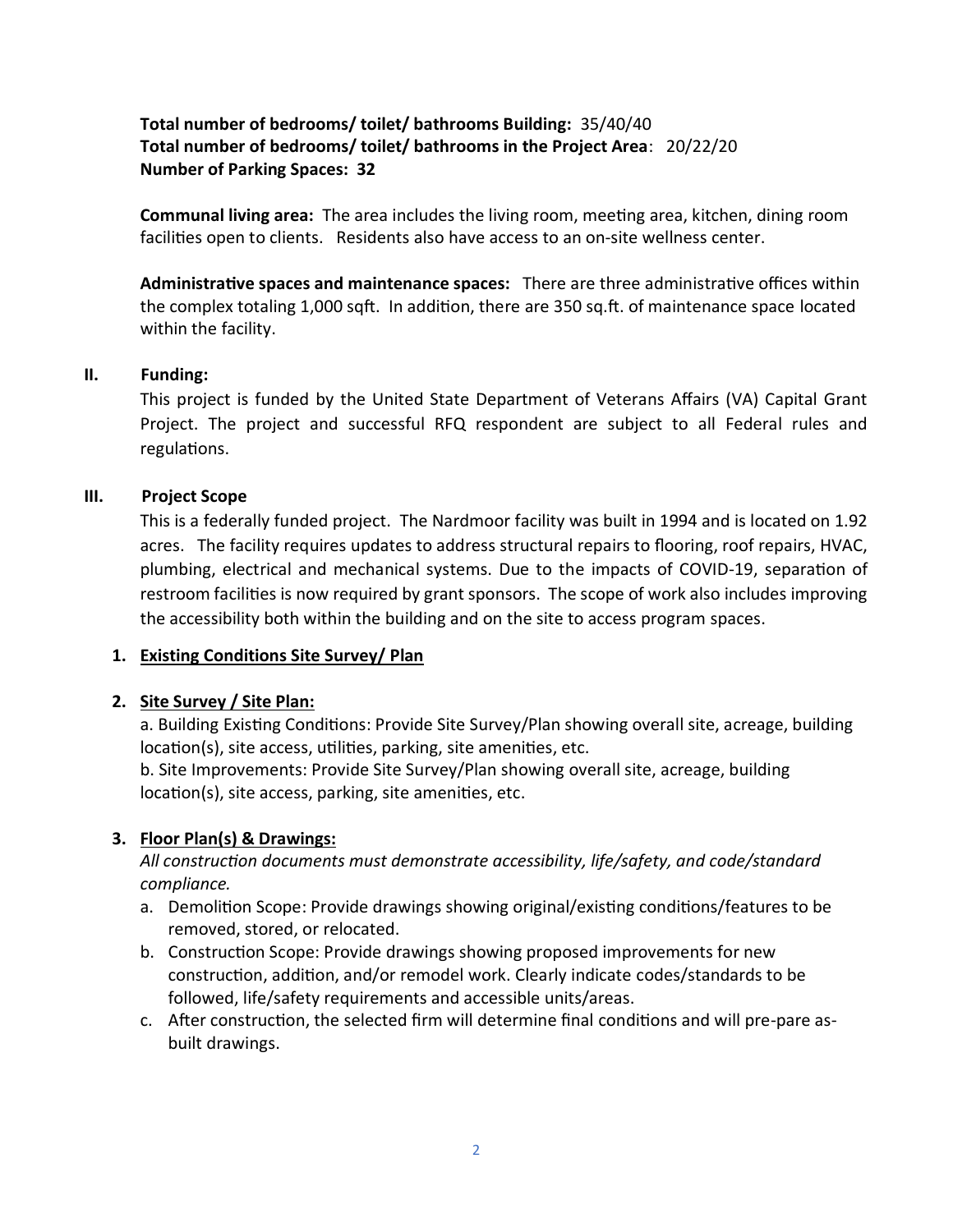**Total number of bedrooms/ toilet/ bathrooms Building:** 35/40/40
**Total number of bedrooms/ toilet/ bathrooms in the Project Area**: 20/22/20
**Number of Parking Spaces: 32**

**Communal living area:** The area includes the living room, meeting area, kitchen, dining room facilities open to clients. Residents also have access to an on-site wellness center.

**Administrative spaces and maintenance spaces:** There are three administrative offices within the complex totaling 1,000 sqft. In addition, there are 350 sq.ft. of maintenance space located within the facility.

## II. Funding:

This project is funded by the United State Department of Veterans Affairs (VA) Capital Grant Project. The project and successful RFQ respondent are subject to all Federal rules and regulations.

## III. Project Scope

This is a federally funded project. The Nardmoor facility was built in 1994 and is located on 1.92 acres. The facility requires updates to address structural repairs to flooring, roof repairs, HVAC, plumbing, electrical and mechanical systems. Due to the impacts of COVID-19, separation of restroom facilities is now required by grant sponsors. The scope of work also includes improving the accessibility both within the building and on the site to access program spaces.

1. **Existing Conditions Site Survey/ Plan**

2. **Site Survey / Site Plan:**

   a. Building Existing Conditions: Provide Site Survey/Plan showing overall site, acreage, building location(s), site access, utilities, parking, site amenities, etc.

   b. Site Improvements: Provide Site Survey/Plan showing overall site, acreage, building location(s), site access, parking, site amenities, etc.

3. **Floor Plan(s) & Drawings:**

   *All construction documents must demonstrate accessibility, life/safety, and code/standard compliance.*

   a. Demolition Scope: Provide drawings showing original/existing conditions/features to be removed, stored, or relocated.
   b. Construction Scope: Provide drawings showing proposed improvements for new construction, addition, and/or remodel work. Clearly indicate codes/standards to be followed, life/safety requirements and accessible units/areas.
   c. After construction, the selected firm will determine final conditions and will pre-pare as-built drawings.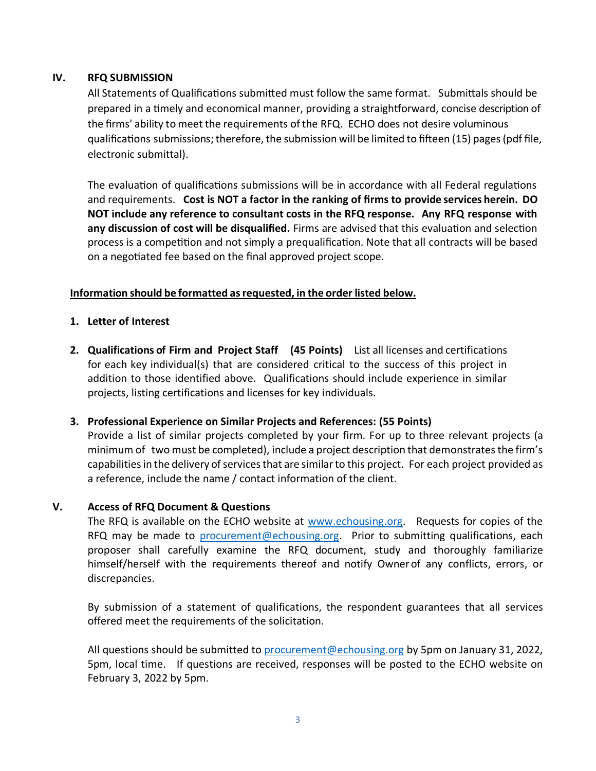## IV. RFQ SUBMISSION

All Statements of Qualifications submitted must follow the same format. Submittals should be prepared in a timely and economical manner, providing a straightforward, concise description of the firms' ability to meet the requirements of the RFQ. ECHO does not desire voluminous qualifications submissions; therefore, the submission will be limited to fifteen (15) pages (pdf file, electronic submittal).

The evaluation of qualifications submissions will be in accordance with all Federal regulations and requirements. **Cost is NOT a factor in the ranking of firms to provide services herein. DO NOT include any reference to consultant costs in the RFQ response. Any RFQ response with any discussion of cost will be disqualified.** Firms are advised that this evaluation and selection process is a competition and not simply a prequalification. Note that all contracts will be based on a negotiated fee based on the final approved project scope.

<u>**Information should be formatted as requested, in the order listed below.**</u>

1. **Letter of Interest**

2. **Qualifications of Firm and Project Staff (45 Points)** List all licenses and certifications for each key individual(s) that are considered critical to the success of this project in addition to those identified above. Qualifications should include experience in similar projects, listing certifications and licenses for key individuals.

3. **Professional Experience on Similar Projects and References: (55 Points)** Provide a list of similar projects completed by your firm. For up to three relevant projects (a minimum of two must be completed), include a project description that demonstrates the firm's capabilities in the delivery of services that are similar to this project. For each project provided as a reference, include the name / contact information of the client.

## V. Access of RFQ Document & Questions

The RFQ is available on the ECHO website at www.echousing.org. Requests for copies of the RFQ may be made to procurement@echousing.org. Prior to submitting qualifications, each proposer shall carefully examine the RFQ document, study and thoroughly familiarize himself/herself with the requirements thereof and notify Owner of any conflicts, errors, or discrepancies.

By submission of a statement of qualifications, the respondent guarantees that all services offered meet the requirements of the solicitation.

All questions should be submitted to procurement@echousing.org by 5pm on January 31, 2022, 5pm, local time. If questions are received, responses will be posted to the ECHO website on February 3, 2022 by 5pm.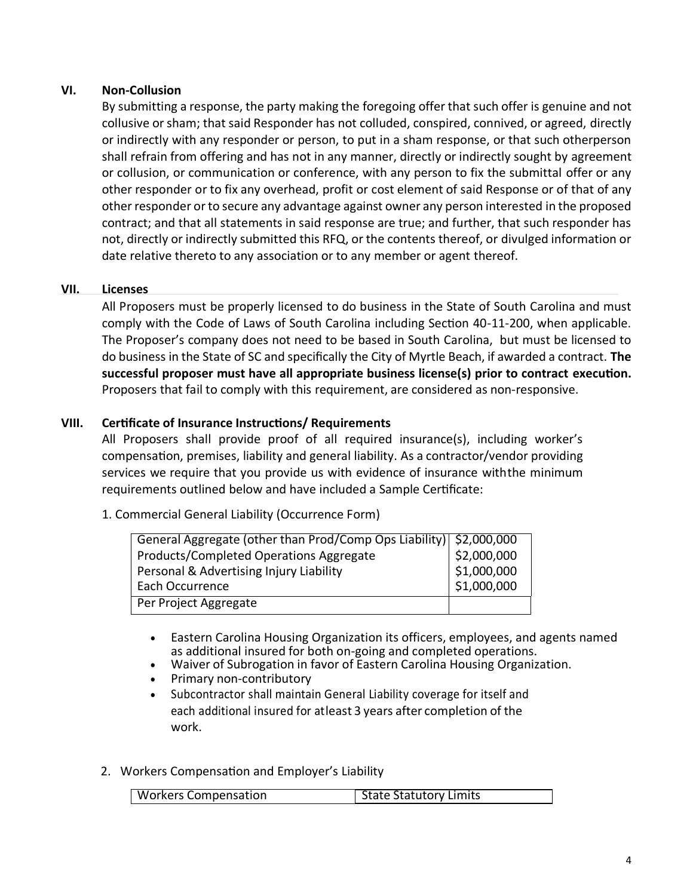## VI. Non-Collusion

By submitting a response, the party making the foregoing offer that such offer is genuine and not collusive or sham; that said Responder has not colluded, conspired, connived, or agreed, directly or indirectly with any responder or person, to put in a sham response, or that such otherperson shall refrain from offering and has not in any manner, directly or indirectly sought by agreement or collusion, or communication or conference, with any person to fix the submittal offer or any other responder or to fix any overhead, profit or cost element of said Response or of that of any other responder or to secure any advantage against owner any person interested in the proposed contract; and that all statements in said response are true; and further, that such responder has not, directly or indirectly submitted this RFQ, or the contents thereof, or divulged information or date relative thereto to any association or to any member or agent thereof.

## VII. Licenses

All Proposers must be properly licensed to do business in the State of South Carolina and must comply with the Code of Laws of South Carolina including Section 40-11-200, when applicable. The Proposer's company does not need to be based in South Carolina, but must be licensed to do business in the State of SC and specifically the City of Myrtle Beach, if awarded a contract. **The successful proposer must have all appropriate business license(s) prior to contract execution.** Proposers that fail to comply with this requirement, are considered as non-responsive.

## VIII. Certificate of Insurance Instructions/ Requirements

All Proposers shall provide proof of all required insurance(s), including worker's compensation, premises, liability and general liability. As a contractor/vendor providing services we require that you provide us with evidence of insurance withthe minimum requirements outlined below and have included a Sample Certificate:

1. Commercial General Liability (Occurrence Form)

| | |
|---|---|
| General Aggregate (other than Prod/Comp Ops Liability) | $2,000,000 |
| Products/Completed Operations Aggregate | $2,000,000 |
| Personal & Advertising Injury Liability | $1,000,000 |
| Each Occurrence | $1,000,000 |
| Per Project Aggregate | |

- Eastern Carolina Housing Organization its officers, employees, and agents named as additional insured for both on-going and completed operations.
- Waiver of Subrogation in favor of Eastern Carolina Housing Organization.
- Primary non-contributory
- Subcontractor shall maintain General Liability coverage for itself and each additional insured for atleast 3 years after completion of the work.

2. Workers Compensation and Employer's Liability

| | |
|---|---|
| Workers Compensation | State Statutory Limits |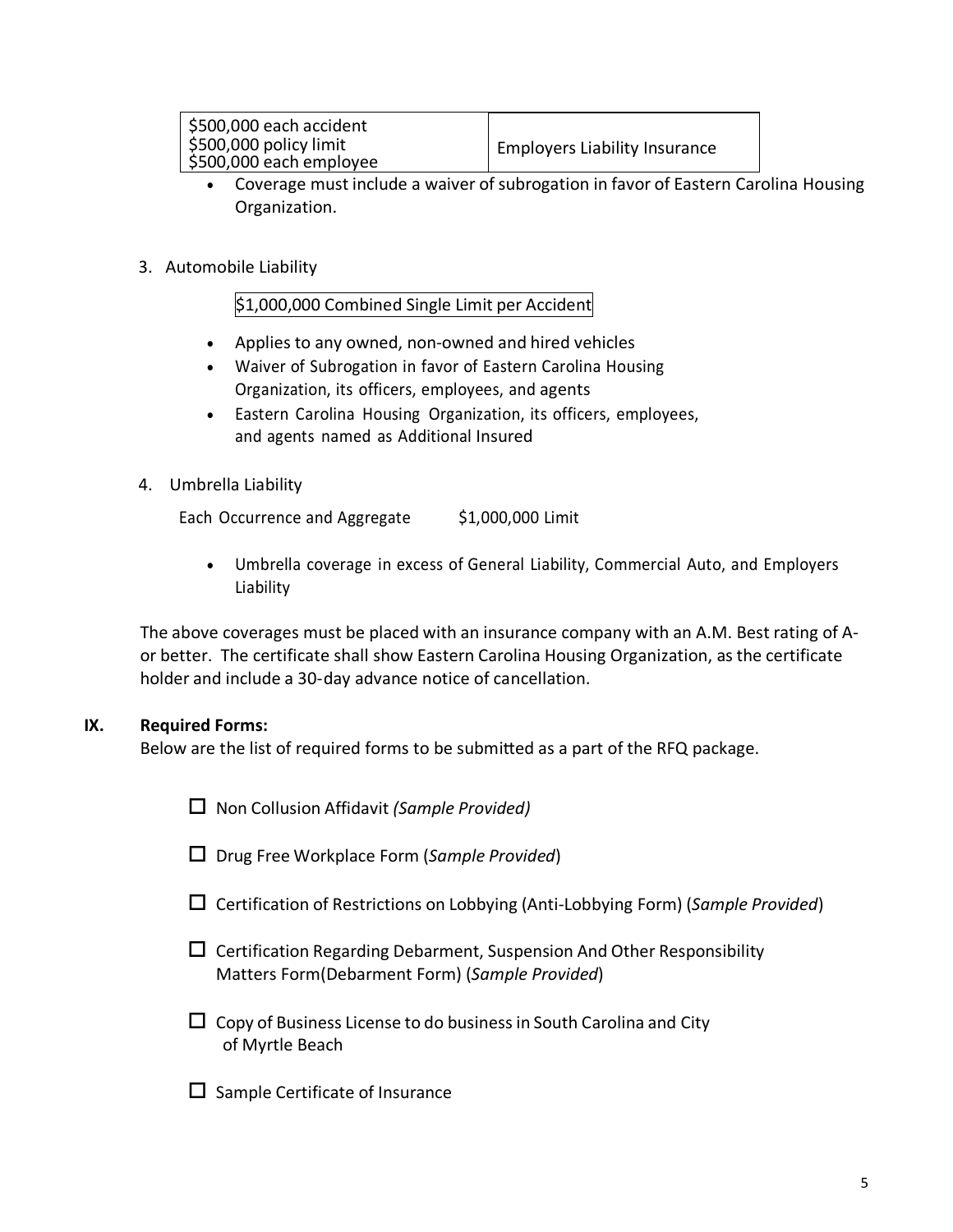| $500,000 each accident<br>$500,000 policy limit<br>$500,000 each employee | Employers Liability Insurance |
|---|---|

- Coverage must include a waiver of subrogation in favor of Eastern Carolina Housing Organization.

3. Automobile Liability

   $1,000,000 Combined Single Limit per Accident

   - Applies to any owned, non-owned and hired vehicles
   - Waiver of Subrogation in favor of Eastern Carolina Housing Organization, its officers, employees, and agents
   - Eastern Carolina Housing Organization, its officers, employees, and agents named as Additional Insured

4. Umbrella Liability

   Each Occurrence and Aggregate $1,000,000 Limit

   - Umbrella coverage in excess of General Liability, Commercial Auto, and Employers Liability

The above coverages must be placed with an insurance company with an A.M. Best rating of A- or better. The certificate shall show Eastern Carolina Housing Organization, as the certificate holder and include a 30-day advance notice of cancellation.

## IX. Required Forms:

Below are the list of required forms to be submitted as a part of the RFQ package.

- ☐ Non Collusion Affidavit *(Sample Provided)*
- ☐ Drug Free Workplace Form (*Sample Provided*)
- ☐ Certification of Restrictions on Lobbying (Anti-Lobbying Form) (*Sample Provided*)
- ☐ Certification Regarding Debarment, Suspension And Other Responsibility Matters Form(Debarment Form) (*Sample Provided*)
- ☐ Copy of Business License to do business in South Carolina and City of Myrtle Beach
- ☐ Sample Certificate of Insurance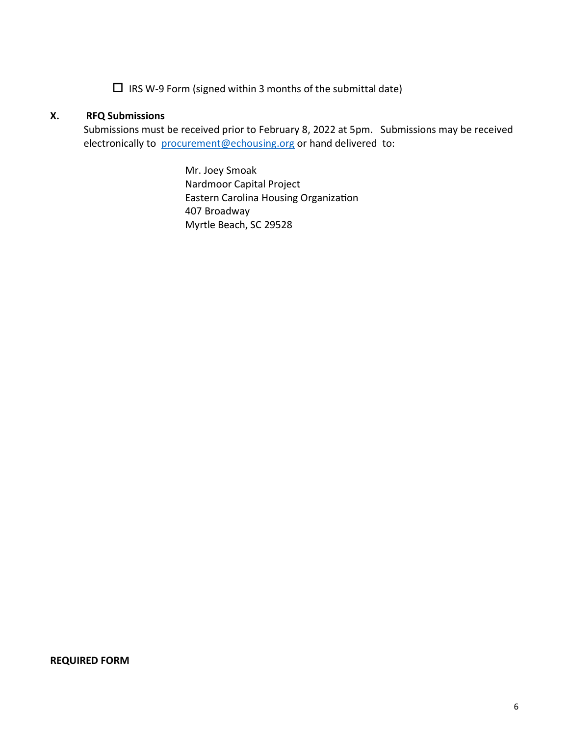- [ ] IRS W-9 Form (signed within 3 months of the submittal date)

## X. RFQ Submissions

Submissions must be received prior to February 8, 2022 at 5pm. Submissions may be received electronically to procurement@echousing.org or hand delivered to:

Mr. Joey Smoak
Nardmoor Capital Project
Eastern Carolina Housing Organization
407 Broadway
Myrtle Beach, SC 29528

**REQUIRED FORM**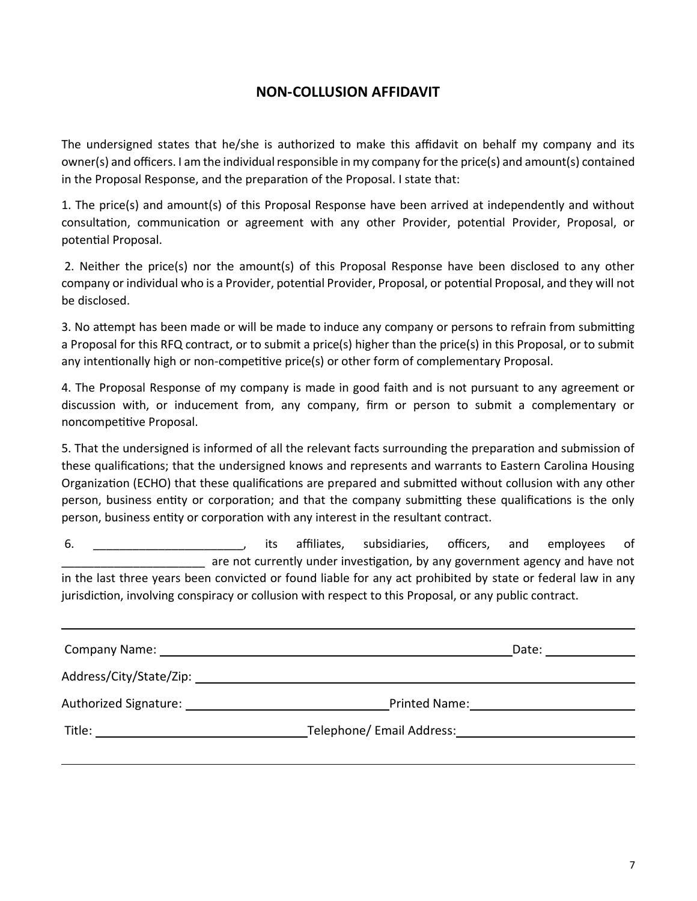## NON-COLLUSION AFFIDAVIT

The undersigned states that he/she is authorized to make this affidavit on behalf my company and its owner(s) and officers. I am the individual responsible in my company for the price(s) and amount(s) contained in the Proposal Response, and the preparation of the Proposal. I state that:

1. The price(s) and amount(s) of this Proposal Response have been arrived at independently and without consultation, communication or agreement with any other Provider, potential Provider, Proposal, or potential Proposal.

2. Neither the price(s) nor the amount(s) of this Proposal Response have been disclosed to any other company or individual who is a Provider, potential Provider, Proposal, or potential Proposal, and they will not be disclosed.

3. No attempt has been made or will be made to induce any company or persons to refrain from submitting a Proposal for this RFQ contract, or to submit a price(s) higher than the price(s) in this Proposal, or to submit any intentionally high or non-competitive price(s) or other form of complementary Proposal.

4. The Proposal Response of my company is made in good faith and is not pursuant to any agreement or discussion with, or inducement from, any company, firm or person to submit a complementary or noncompetitive Proposal.

5. That the undersigned is informed of all the relevant facts surrounding the preparation and submission of these qualifications; that the undersigned knows and represents and warrants to Eastern Carolina Housing Organization (ECHO) that these qualifications are prepared and submitted without collusion with any other person, business entity or corporation; and that the company submitting these qualifications is the only person, business entity or corporation with any interest in the resultant contract.

6. _______________________, its affiliates, subsidiaries, officers, and employees of ______________________ are not currently under investigation, by any government agency and have not in the last three years been convicted or found liable for any act prohibited by state or federal law in any jurisdiction, involving conspiracy or collusion with respect to this Proposal, or any public contract.

---

Company Name: ______________________________________________ Date: ____________

Address/City/State/Zip: ________________________________________________________

Authorized Signature: ____________________________ Printed Name: ______________________

Title: ____________________________ Telephone/ Email Address: ______________________

---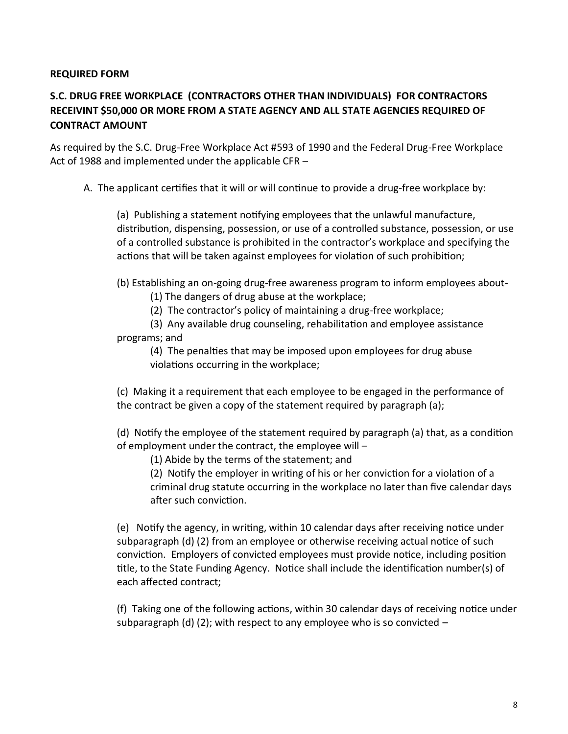**REQUIRED FORM**

**S.C. DRUG FREE WORKPLACE (CONTRACTORS OTHER THAN INDIVIDUALS) FOR CONTRACTORS RECEIVINT $50,000 OR MORE FROM A STATE AGENCY AND ALL STATE AGENCIES REQUIRED OF CONTRACT AMOUNT**

As required by the S.C. Drug-Free Workplace Act #593 of 1990 and the Federal Drug-Free Workplace Act of 1988 and implemented under the applicable CFR –

A. The applicant certifies that it will or will continue to provide a drug-free workplace by:

(a) Publishing a statement notifying employees that the unlawful manufacture, distribution, dispensing, possession, or use of a controlled substance, possession, or use of a controlled substance is prohibited in the contractor's workplace and specifying the actions that will be taken against employees for violation of such prohibition;

(b) Establishing an on-going drug-free awareness program to inform employees about-

(1) The dangers of drug abuse at the workplace;

(2) The contractor's policy of maintaining a drug-free workplace;

(3) Any available drug counseling, rehabilitation and employee assistance programs; and

(4) The penalties that may be imposed upon employees for drug abuse violations occurring in the workplace;

(c) Making it a requirement that each employee to be engaged in the performance of the contract be given a copy of the statement required by paragraph (a);

(d) Notify the employee of the statement required by paragraph (a) that, as a condition of employment under the contract, the employee will –

(1) Abide by the terms of the statement; and

(2) Notify the employer in writing of his or her conviction for a violation of a criminal drug statute occurring in the workplace no later than five calendar days after such conviction.

(e) Notify the agency, in writing, within 10 calendar days after receiving notice under subparagraph (d) (2) from an employee or otherwise receiving actual notice of such conviction. Employers of convicted employees must provide notice, including position title, to the State Funding Agency. Notice shall include the identification number(s) of each affected contract;

(f) Taking one of the following actions, within 30 calendar days of receiving notice under subparagraph (d) (2); with respect to any employee who is so convicted –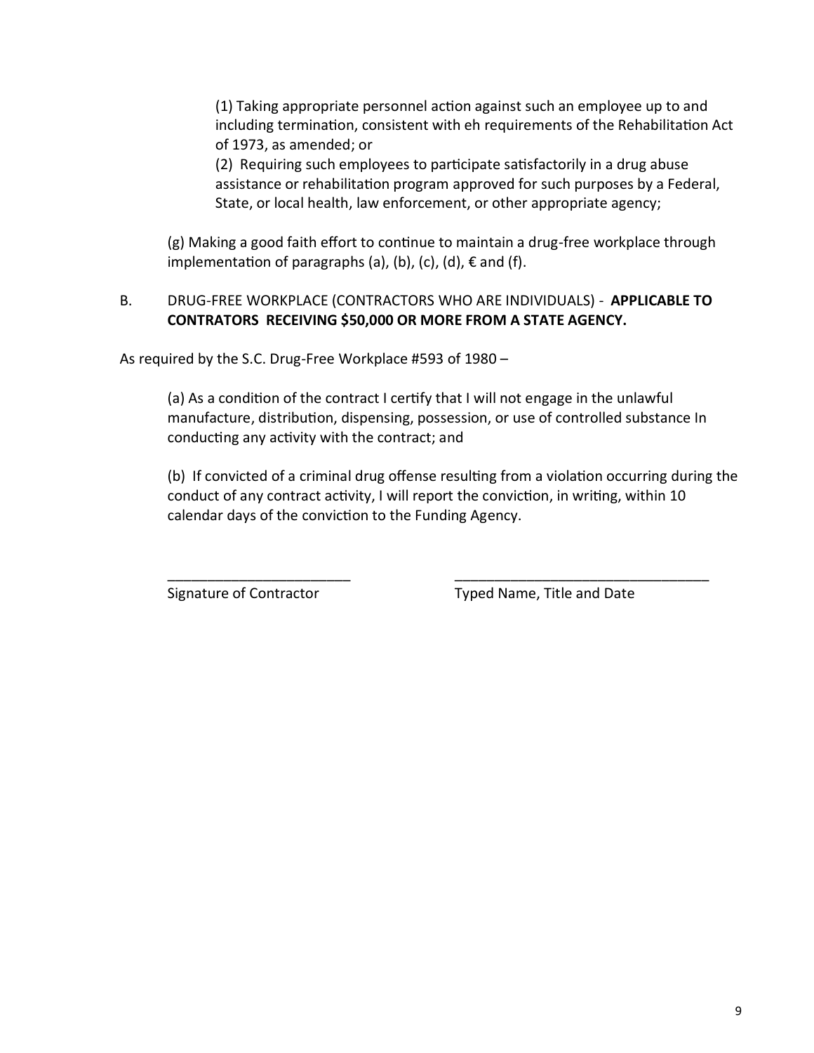(1) Taking appropriate personnel action against such an employee up to and including termination, consistent with eh requirements of the Rehabilitation Act of 1973, as amended; or

(2) Requiring such employees to participate satisfactorily in a drug abuse assistance or rehabilitation program approved for such purposes by a Federal, State, or local health, law enforcement, or other appropriate agency;

(g) Making a good faith effort to continue to maintain a drug-free workplace through implementation of paragraphs (a), (b), (c), (d), € and (f).

B. DRUG-FREE WORKPLACE (CONTRACTORS WHO ARE INDIVIDUALS) - **APPLICABLE TO CONTRATORS RECEIVING $50,000 OR MORE FROM A STATE AGENCY.**

As required by the S.C. Drug-Free Workplace #593 of 1980 –

(a) As a condition of the contract I certify that I will not engage in the unlawful manufacture, distribution, dispensing, possession, or use of controlled substance In conducting any activity with the contract; and

(b) If convicted of a criminal drug offense resulting from a violation occurring during the conduct of any contract activity, I will report the conviction, in writing, within 10 calendar days of the conviction to the Funding Agency.

______________________ ______________________________

Signature of Contractor Typed Name, Title and Date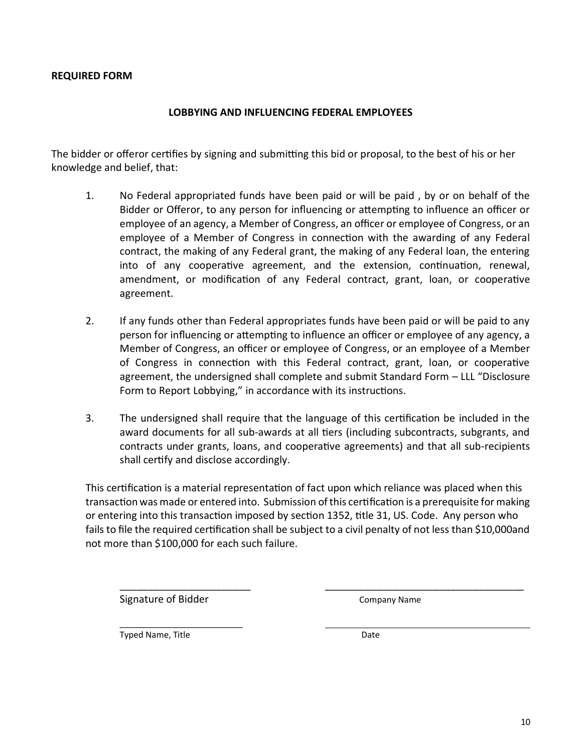**REQUIRED FORM**

## LOBBYING AND INFLUENCING FEDERAL EMPLOYEES

The bidder or offeror certifies by signing and submitting this bid or proposal, to the best of his or her knowledge and belief, that:

1. No Federal appropriated funds have been paid or will be paid , by or on behalf of the Bidder or Offeror, to any person for influencing or attempting to influence an officer or employee of an agency, a Member of Congress, an officer or employee of Congress, or an employee of a Member of Congress in connection with the awarding of any Federal contract, the making of any Federal grant, the making of any Federal loan, the entering into of any cooperative agreement, and the extension, continuation, renewal, amendment, or modification of any Federal contract, grant, loan, or cooperative agreement.

2. If any funds other than Federal appropriates funds have been paid or will be paid to any person for influencing or attempting to influence an officer or employee of any agency, a Member of Congress, an officer or employee of Congress, or an employee of a Member of Congress in connection with this Federal contract, grant, loan, or cooperative agreement, the undersigned shall complete and submit Standard Form – LLL "Disclosure Form to Report Lobbying," in accordance with its instructions.

3. The undersigned shall require that the language of this certification be included in the award documents for all sub-awards at all tiers (including subcontracts, subgrants, and contracts under grants, loans, and cooperative agreements) and that all sub-recipients shall certify and disclose accordingly.

This certification is a material representation of fact upon which reliance was placed when this transaction was made or entered into. Submission of this certification is a prerequisite for making or entering into this transaction imposed by section 1352, title 31, US. Code. Any person who fails to file the required certification shall be subject to a civil penalty of not less than $10,000and not more than $100,000 for each such failure.

\_\_\_\_\_\_\_\_\_\_\_\_\_\_\_\_\_\_\_\_\_\_\_\_ \_\_\_\_\_\_\_\_\_\_\_\_\_\_\_\_\_\_\_\_\_\_\_\_\_\_\_\_\_\_\_\_\_\_\_\_\_\_

Signature of Bidder Company Name

\_\_\_\_\_\_\_\_\_\_\_\_\_\_\_\_\_\_\_\_\_\_\_\_ \_\_\_\_\_\_\_\_\_\_\_\_\_\_\_\_\_\_\_\_\_\_\_\_\_\_\_\_\_\_\_\_\_\_\_\_\_\_

Typed Name, Title Date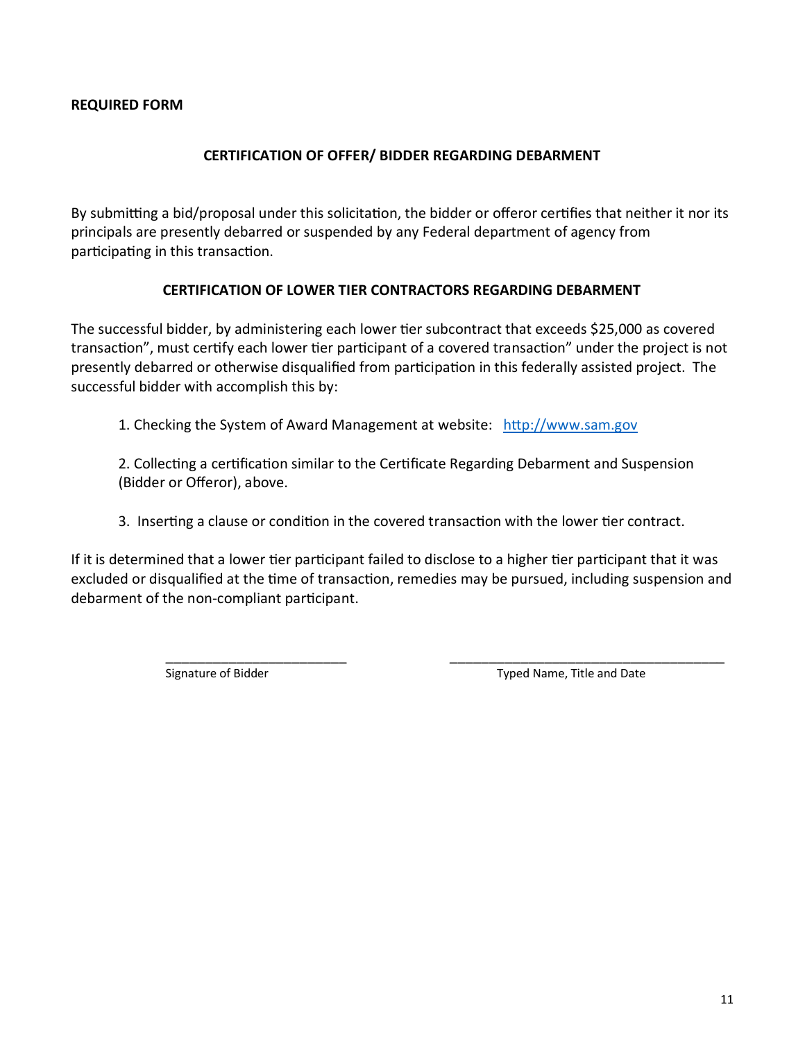**REQUIRED FORM**

## CERTIFICATION OF OFFER/ BIDDER REGARDING DEBARMENT

By submitting a bid/proposal under this solicitation, the bidder or offeror certifies that neither it nor its principals are presently debarred or suspended by any Federal department of agency from participating in this transaction.

## CERTIFICATION OF LOWER TIER CONTRACTORS REGARDING DEBARMENT

The successful bidder, by administering each lower tier subcontract that exceeds $25,000 as covered transaction", must certify each lower tier participant of a covered transaction" under the project is not presently debarred or otherwise disqualified from participation in this federally assisted project. The successful bidder with accomplish this by:

1. Checking the System of Award Management at website: [http://www.sam.gov](http://www.sam.gov)

2. Collecting a certification similar to the Certificate Regarding Debarment and Suspension (Bidder or Offeror), above.

3. Inserting a clause or condition in the covered transaction with the lower tier contract.

If it is determined that a lower tier participant failed to disclose to a higher tier participant that it was excluded or disqualified at the time of transaction, remedies may be pursued, including suspension and debarment of the non-compliant participant.

\_\_\_\_\_\_\_\_\_\_\_\_\_\_\_\_\_\_\_\_\_\_\_\_\_
Signature of Bidder

\_\_\_\_\_\_\_\_\_\_\_\_\_\_\_\_\_\_\_\_\_\_\_\_\_\_\_\_\_\_\_\_\_\_\_\_\_\_
Typed Name, Title and Date